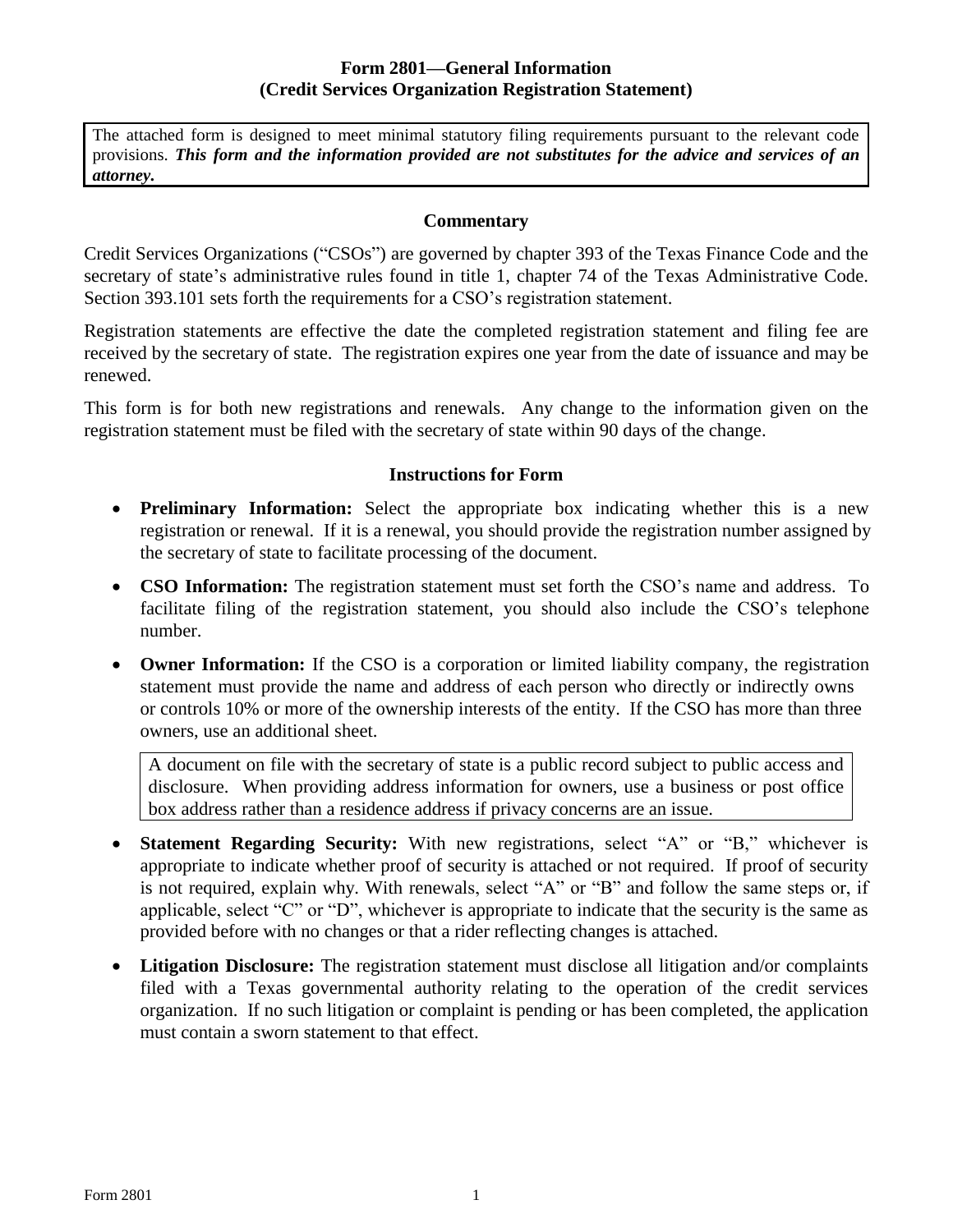# Form 2801—General Information
## (Credit Services Organization Registration Statement)

The attached form is designed to meet minimal statutory filing requirements pursuant to the relevant code provisions. ***This form and the information provided are not substitutes for the advice and services of an attorney.***

### Commentary

Credit Services Organizations ("CSOs") are governed by chapter 393 of the Texas Finance Code and the secretary of state's administrative rules found in title 1, chapter 74 of the Texas Administrative Code. Section 393.101 sets forth the requirements for a CSO's registration statement.

Registration statements are effective the date the completed registration statement and filing fee are received by the secretary of state. The registration expires one year from the date of issuance and may be renewed.

This form is for both new registrations and renewals. Any change to the information given on the registration statement must be filed with the secretary of state within 90 days of the change.

### Instructions for Form

- **Preliminary Information:** Select the appropriate box indicating whether this is a new registration or renewal. If it is a renewal, you should provide the registration number assigned by the secretary of state to facilitate processing of the document.
- **CSO Information:** The registration statement must set forth the CSO's name and address. To facilitate filing of the registration statement, you should also include the CSO's telephone number.
- **Owner Information:** If the CSO is a corporation or limited liability company, the registration statement must provide the name and address of each person who directly or indirectly owns or controls 10% or more of the ownership interests of the entity. If the CSO has more than three owners, use an additional sheet.

  A document on file with the secretary of state is a public record subject to public access and disclosure. When providing address information for owners, use a business or post office box address rather than a residence address if privacy concerns are an issue.

- **Statement Regarding Security:** With new registrations, select "A" or "B," whichever is appropriate to indicate whether proof of security is attached or not required. If proof of security is not required, explain why. With renewals, select "A" or "B" and follow the same steps or, if applicable, select "C" or "D", whichever is appropriate to indicate that the security is the same as provided before with no changes or that a rider reflecting changes is attached.
- **Litigation Disclosure:** The registration statement must disclose all litigation and/or complaints filed with a Texas governmental authority relating to the operation of the credit services organization. If no such litigation or complaint is pending or has been completed, the application must contain a sworn statement to that effect.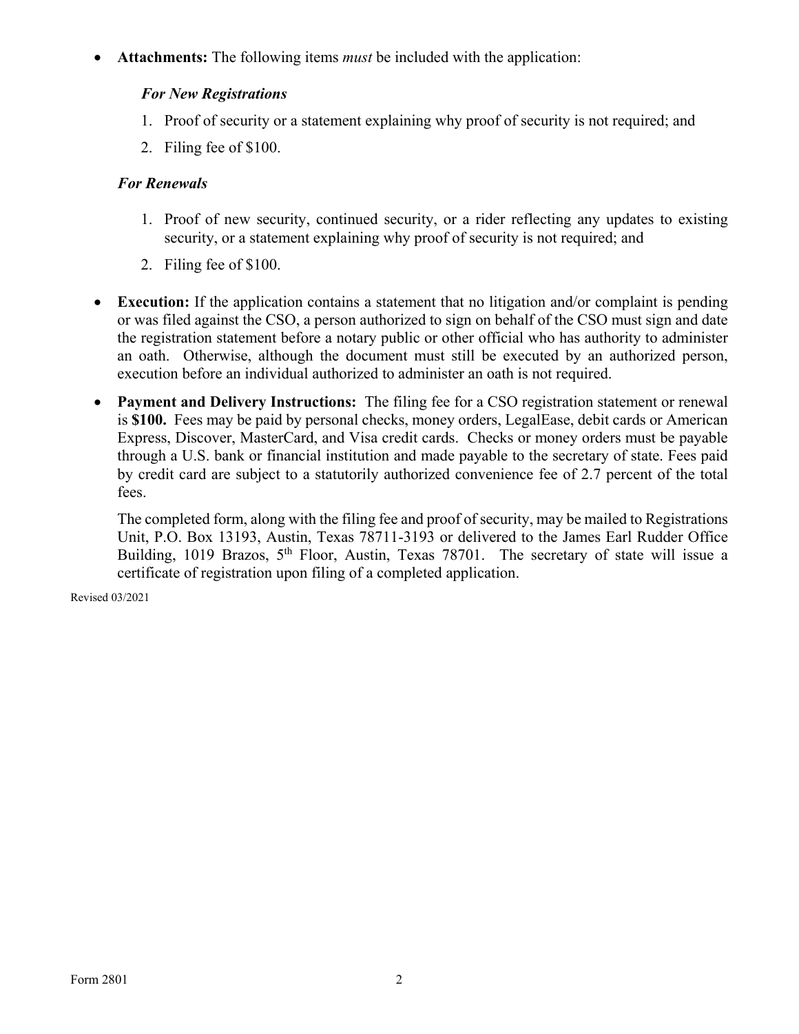- **Attachments:** The following items *must* be included with the application:

  ***For New Registrations***

  1. Proof of security or a statement explaining why proof of security is not required; and
  2. Filing fee of $100.

  ***For Renewals***

  1. Proof of new security, continued security, or a rider reflecting any updates to existing security, or a statement explaining why proof of security is not required; and
  2. Filing fee of $100.

- **Execution:** If the application contains a statement that no litigation and/or complaint is pending or was filed against the CSO, a person authorized to sign on behalf of the CSO must sign and date the registration statement before a notary public or other official who has authority to administer an oath. Otherwise, although the document must still be executed by an authorized person, execution before an individual authorized to administer an oath is not required.

- **Payment and Delivery Instructions:** The filing fee for a CSO registration statement or renewal is **$100.** Fees may be paid by personal checks, money orders, LegalEase, debit cards or American Express, Discover, MasterCard, and Visa credit cards. Checks or money orders must be payable through a U.S. bank or financial institution and made payable to the secretary of state. Fees paid by credit card are subject to a statutorily authorized convenience fee of 2.7 percent of the total fees.

  The completed form, along with the filing fee and proof of security, may be mailed to Registrations Unit, P.O. Box 13193, Austin, Texas 78711-3193 or delivered to the James Earl Rudder Office Building, 1019 Brazos, 5th Floor, Austin, Texas 78701. The secretary of state will issue a certificate of registration upon filing of a completed application.

Revised 03/2021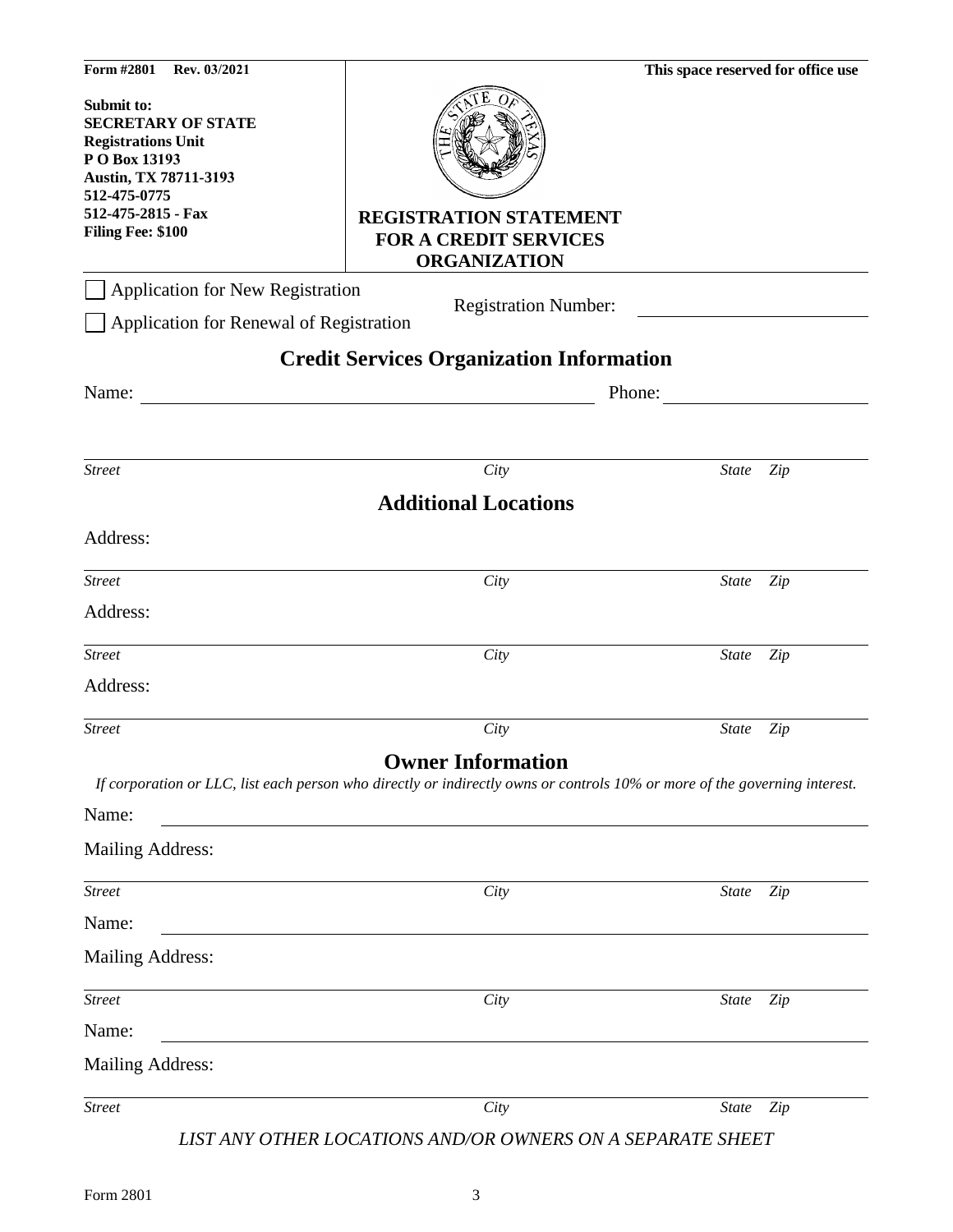**Form #2801 Rev. 03/2021**

**Submit to:**
**SECRETARY OF STATE**
**Registrations Unit**
**P O Box 13193**
**Austin, TX 78711-3193**
**512-475-0775**
**512-475-2815 - Fax**
**Filing Fee: $100**

**This space reserved for office use**

# REGISTRATION STATEMENT FOR A CREDIT SERVICES ORGANIZATION

☐ Application for New Registration

☐ Application for Renewal of Registration

Registration Number: ______________________

## Credit Services Organization Information

Name: ______________________________________________ Phone: ____________________

______________________________________________________________________________
*Street* *City* *State* *Zip*

## Additional Locations

Address:

______________________________________________________________________________
*Street* *City* *State* *Zip*

Address:

______________________________________________________________________________
*Street* *City* *State* *Zip*

Address:

______________________________________________________________________________
*Street* *City* *State* *Zip*

## Owner Information

*If corporation or LLC, list each person who directly or indirectly owns or controls 10% or more of the governing interest.*

Name: ________________________________________________________________________

Mailing Address:

______________________________________________________________________________
*Street* *City* *State* *Zip*

Name: ________________________________________________________________________

Mailing Address:

______________________________________________________________________________
*Street* *City* *State* *Zip*

Name: ________________________________________________________________________

Mailing Address:

______________________________________________________________________________
*Street* *City* *State* *Zip*

*LIST ANY OTHER LOCATIONS AND/OR OWNERS ON A SEPARATE SHEET*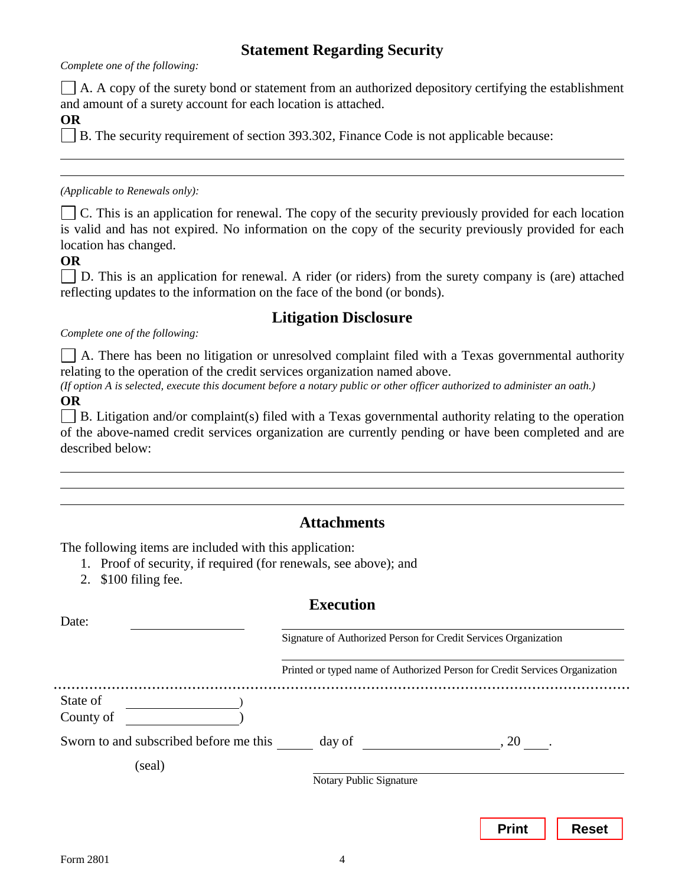## Statement Regarding Security

*Complete one of the following:*

☐ A. A copy of the surety bond or statement from an authorized depository certifying the establishment and amount of a surety account for each location is attached.

**OR**

☐ B. The security requirement of section 393.302, Finance Code is not applicable because:

\_\_\_\_\_\_\_\_\_\_\_\_\_\_\_\_\_\_\_\_\_\_\_\_\_\_\_\_\_\_\_\_\_\_\_\_\_\_\_\_\_\_\_\_\_\_\_\_\_\_\_\_\_\_\_\_\_\_\_\_\_\_\_\_\_\_\_\_\_\_\_\_

\_\_\_\_\_\_\_\_\_\_\_\_\_\_\_\_\_\_\_\_\_\_\_\_\_\_\_\_\_\_\_\_\_\_\_\_\_\_\_\_\_\_\_\_\_\_\_\_\_\_\_\_\_\_\_\_\_\_\_\_\_\_\_\_\_\_\_\_\_\_\_\_

*(Applicable to Renewals only):*

☐ C. This is an application for renewal. The copy of the security previously provided for each location is valid and has not expired. No information on the copy of the security previously provided for each location has changed.

**OR**

☐ D. This is an application for renewal. A rider (or riders) from the surety company is (are) attached reflecting updates to the information on the face of the bond (or bonds).

## Litigation Disclosure

*Complete one of the following:*

☐ A. There has been no litigation or unresolved complaint filed with a Texas governmental authority relating to the operation of the credit services organization named above.

*(If option A is selected, execute this document before a notary public or other officer authorized to administer an oath.)*

**OR**

☐ B. Litigation and/or complaint(s) filed with a Texas governmental authority relating to the operation of the above-named credit services organization are currently pending or have been completed and are described below:

\_\_\_\_\_\_\_\_\_\_\_\_\_\_\_\_\_\_\_\_\_\_\_\_\_\_\_\_\_\_\_\_\_\_\_\_\_\_\_\_\_\_\_\_\_\_\_\_\_\_\_\_\_\_\_\_\_\_\_\_\_\_\_\_\_\_\_\_\_\_\_\_

\_\_\_\_\_\_\_\_\_\_\_\_\_\_\_\_\_\_\_\_\_\_\_\_\_\_\_\_\_\_\_\_\_\_\_\_\_\_\_\_\_\_\_\_\_\_\_\_\_\_\_\_\_\_\_\_\_\_\_\_\_\_\_\_\_\_\_\_\_\_\_\_

\_\_\_\_\_\_\_\_\_\_\_\_\_\_\_\_\_\_\_\_\_\_\_\_\_\_\_\_\_\_\_\_\_\_\_\_\_\_\_\_\_\_\_\_\_\_\_\_\_\_\_\_\_\_\_\_\_\_\_\_\_\_\_\_\_\_\_\_\_\_\_\_

## Attachments

The following items are included with this application:

1. Proof of security, if required (for renewals, see above); and
2. \$100 filing fee.

## Execution

Date: \_\_\_\_\_\_\_\_\_\_\_\_\_\_\_\_

\_\_\_\_\_\_\_\_\_\_\_\_\_\_\_\_\_\_\_\_\_\_\_\_\_\_\_\_\_\_\_\_\_\_\_\_\_\_\_\_
Signature of Authorized Person for Credit Services Organization

\_\_\_\_\_\_\_\_\_\_\_\_\_\_\_\_\_\_\_\_\_\_\_\_\_\_\_\_\_\_\_\_\_\_\_\_\_\_\_\_
Printed or typed name of Authorized Person for Credit Services Organization

State of \_\_\_\_\_\_\_\_\_\_\_\_\_\_\_\_)
County of \_\_\_\_\_\_\_\_\_\_\_\_\_\_\_\_)

Sworn to and subscribed before me this \_\_\_\_\_ day of \_\_\_\_\_\_\_\_\_\_\_\_\_\_\_\_\_\_\_\_, 20 \_\_\_\_.

(seal)

\_\_\_\_\_\_\_\_\_\_\_\_\_\_\_\_\_\_\_\_\_\_\_\_\_\_\_\_\_\_\_\_\_\_\_\_\_\_\_\_
Notary Public Signature

Print Reset

Form 2801